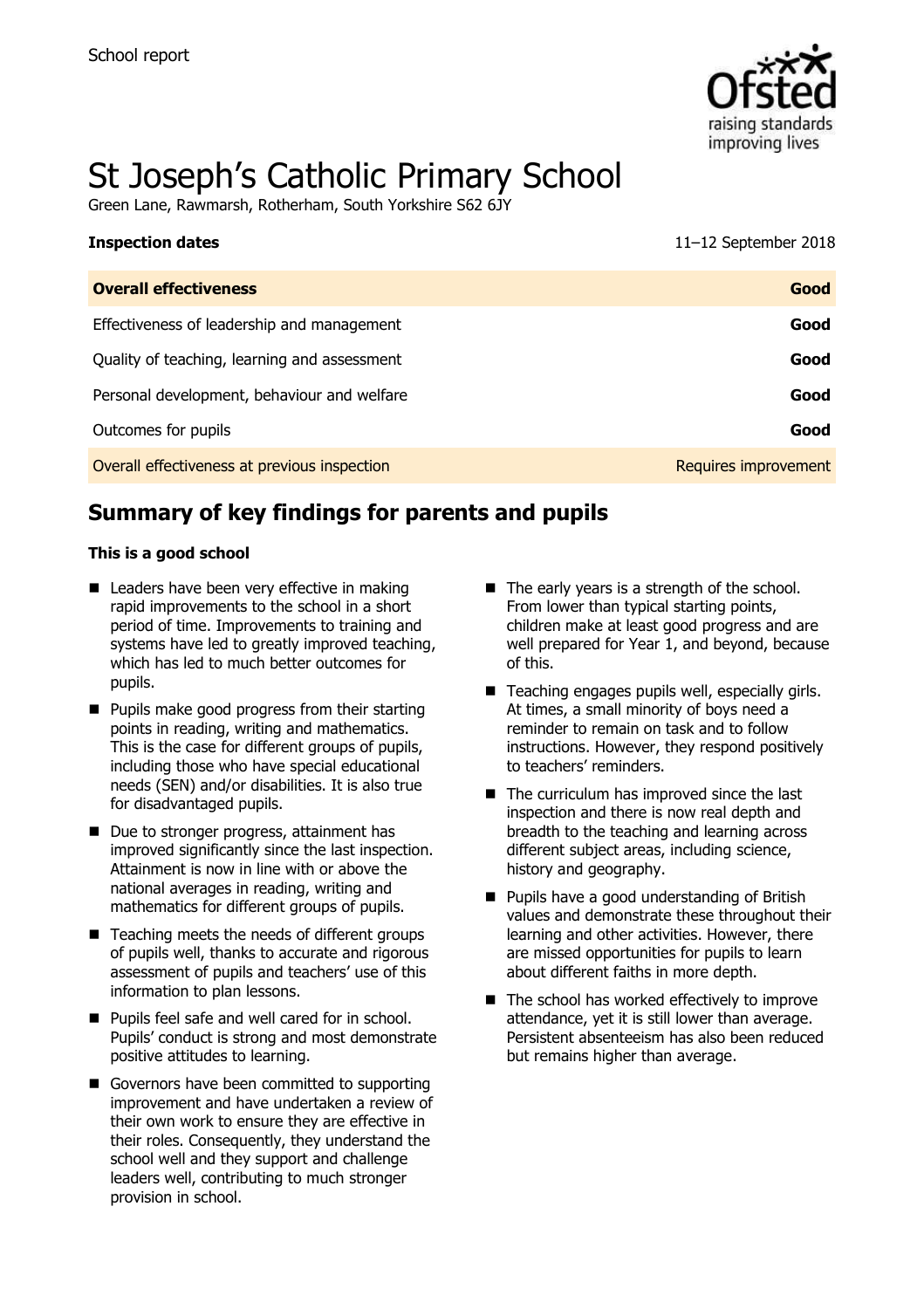School report

# St Joseph's Catholic Primary School

Green Lane, Rawmarsh, Rotherham, South Yorkshire S62 6JY

| | |
|---|---|
| **Inspection dates** | 11–12 September 2018 |
| **Overall effectiveness** | **Good** |
| Effectiveness of leadership and management | **Good** |
| Quality of teaching, learning and assessment | **Good** |
| Personal development, behaviour and welfare | **Good** |
| Outcomes for pupils | **Good** |
| Overall effectiveness at previous inspection | Requires improvement |

## Summary of key findings for parents and pupils

**This is a good school**

- Leaders have been very effective in making rapid improvements to the school in a short period of time. Improvements to training and systems have led to greatly improved teaching, which has led to much better outcomes for pupils.
- Pupils make good progress from their starting points in reading, writing and mathematics. This is the case for different groups of pupils, including those who have special educational needs (SEN) and/or disabilities. It is also true for disadvantaged pupils.
- Due to stronger progress, attainment has improved significantly since the last inspection. Attainment is now in line with or above the national averages in reading, writing and mathematics for different groups of pupils.
- Teaching meets the needs of different groups of pupils well, thanks to accurate and rigorous assessment of pupils and teachers' use of this information to plan lessons.
- Pupils feel safe and well cared for in school. Pupils' conduct is strong and most demonstrate positive attitudes to learning.
- Governors have been committed to supporting improvement and have undertaken a review of their own work to ensure they are effective in their roles. Consequently, they understand the school well and they support and challenge leaders well, contributing to much stronger provision in school.
- The early years is a strength of the school. From lower than typical starting points, children make at least good progress and are well prepared for Year 1, and beyond, because of this.
- Teaching engages pupils well, especially girls. At times, a small minority of boys need a reminder to remain on task and to follow instructions. However, they respond positively to teachers' reminders.
- The curriculum has improved since the last inspection and there is now real depth and breadth to the teaching and learning across different subject areas, including science, history and geography.
- Pupils have a good understanding of British values and demonstrate these throughout their learning and other activities. However, there are missed opportunities for pupils to learn about different faiths in more depth.
- The school has worked effectively to improve attendance, yet it is still lower than average. Persistent absenteeism has also been reduced but remains higher than average.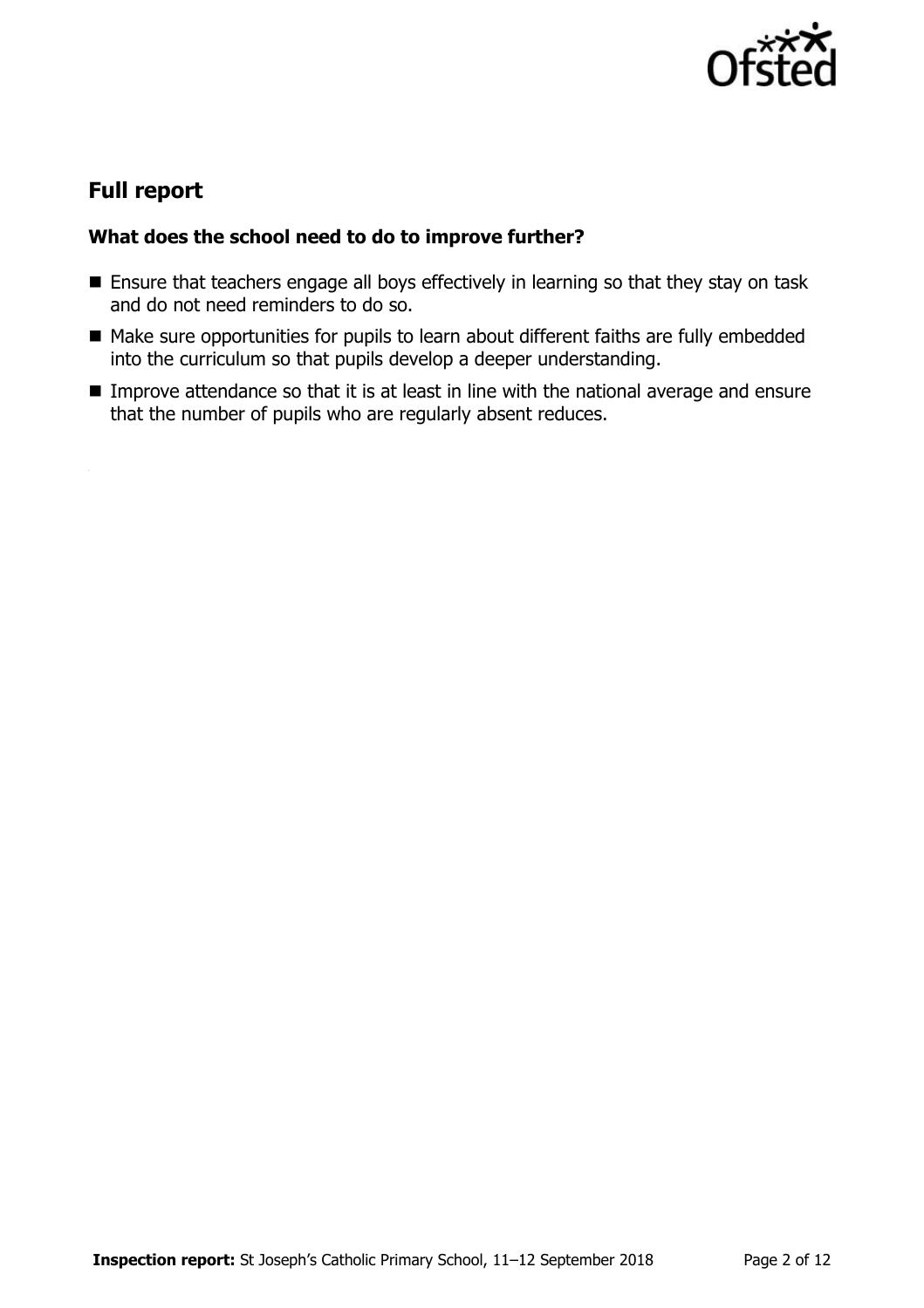## Full report

### What does the school need to do to improve further?

- Ensure that teachers engage all boys effectively in learning so that they stay on task and do not need reminders to do so.
- Make sure opportunities for pupils to learn about different faiths are fully embedded into the curriculum so that pupils develop a deeper understanding.
- Improve attendance so that it is at least in line with the national average and ensure that the number of pupils who are regularly absent reduces.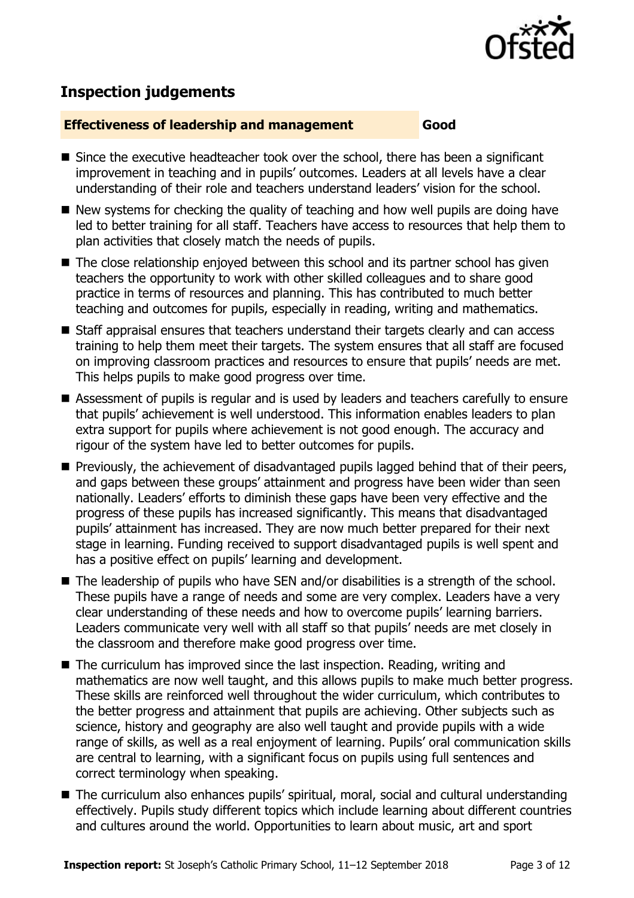## Inspection judgements

| **Effectiveness of leadership and management** | **Good** |
| --- | --- |

- Since the executive headteacher took over the school, there has been a significant improvement in teaching and in pupils' outcomes. Leaders at all levels have a clear understanding of their role and teachers understand leaders' vision for the school.
- New systems for checking the quality of teaching and how well pupils are doing have led to better training for all staff. Teachers have access to resources that help them to plan activities that closely match the needs of pupils.
- The close relationship enjoyed between this school and its partner school has given teachers the opportunity to work with other skilled colleagues and to share good practice in terms of resources and planning. This has contributed to much better teaching and outcomes for pupils, especially in reading, writing and mathematics.
- Staff appraisal ensures that teachers understand their targets clearly and can access training to help them meet their targets. The system ensures that all staff are focused on improving classroom practices and resources to ensure that pupils' needs are met. This helps pupils to make good progress over time.
- Assessment of pupils is regular and is used by leaders and teachers carefully to ensure that pupils' achievement is well understood. This information enables leaders to plan extra support for pupils where achievement is not good enough. The accuracy and rigour of the system have led to better outcomes for pupils.
- Previously, the achievement of disadvantaged pupils lagged behind that of their peers, and gaps between these groups' attainment and progress have been wider than seen nationally. Leaders' efforts to diminish these gaps have been very effective and the progress of these pupils has increased significantly. This means that disadvantaged pupils' attainment has increased. They are now much better prepared for their next stage in learning. Funding received to support disadvantaged pupils is well spent and has a positive effect on pupils' learning and development.
- The leadership of pupils who have SEN and/or disabilities is a strength of the school. These pupils have a range of needs and some are very complex. Leaders have a very clear understanding of these needs and how to overcome pupils' learning barriers. Leaders communicate very well with all staff so that pupils' needs are met closely in the classroom and therefore make good progress over time.
- The curriculum has improved since the last inspection. Reading, writing and mathematics are now well taught, and this allows pupils to make much better progress. These skills are reinforced well throughout the wider curriculum, which contributes to the better progress and attainment that pupils are achieving. Other subjects such as science, history and geography are also well taught and provide pupils with a wide range of skills, as well as a real enjoyment of learning. Pupils' oral communication skills are central to learning, with a significant focus on pupils using full sentences and correct terminology when speaking.
- The curriculum also enhances pupils' spiritual, moral, social and cultural understanding effectively. Pupils study different topics which include learning about different countries and cultures around the world. Opportunities to learn about music, art and sport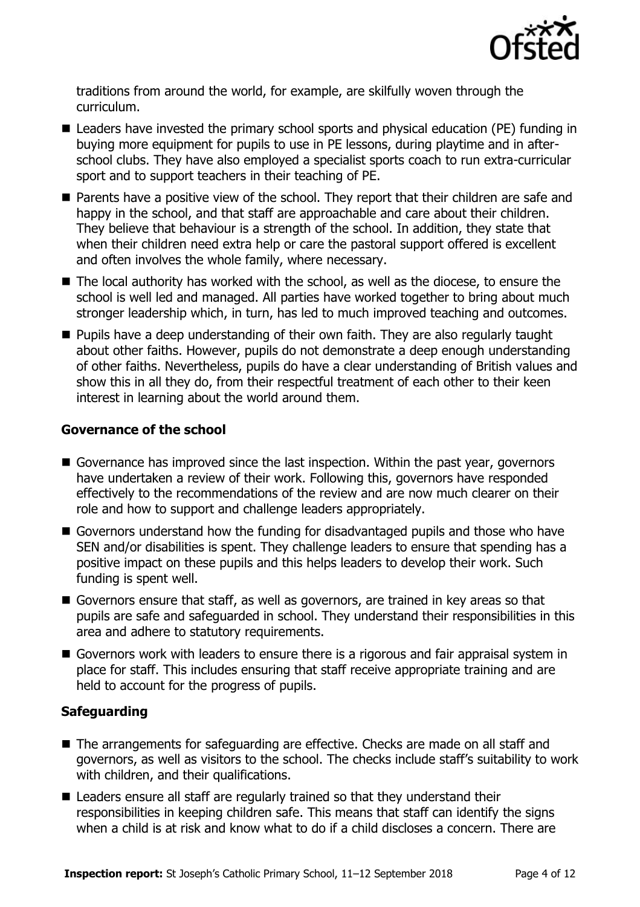traditions from around the world, for example, are skilfully woven through the curriculum.

- Leaders have invested the primary school sports and physical education (PE) funding in buying more equipment for pupils to use in PE lessons, during playtime and in after-school clubs. They have also employed a specialist sports coach to run extra-curricular sport and to support teachers in their teaching of PE.
- Parents have a positive view of the school. They report that their children are safe and happy in the school, and that staff are approachable and care about their children. They believe that behaviour is a strength of the school. In addition, they state that when their children need extra help or care the pastoral support offered is excellent and often involves the whole family, where necessary.
- The local authority has worked with the school, as well as the diocese, to ensure the school is well led and managed. All parties have worked together to bring about much stronger leadership which, in turn, has led to much improved teaching and outcomes.
- Pupils have a deep understanding of their own faith. They are also regularly taught about other faiths. However, pupils do not demonstrate a deep enough understanding of other faiths. Nevertheless, pupils do have a clear understanding of British values and show this in all they do, from their respectful treatment of each other to their keen interest in learning about the world around them.

### Governance of the school

- Governance has improved since the last inspection. Within the past year, governors have undertaken a review of their work. Following this, governors have responded effectively to the recommendations of the review and are now much clearer on their role and how to support and challenge leaders appropriately.
- Governors understand how the funding for disadvantaged pupils and those who have SEN and/or disabilities is spent. They challenge leaders to ensure that spending has a positive impact on these pupils and this helps leaders to develop their work. Such funding is spent well.
- Governors ensure that staff, as well as governors, are trained in key areas so that pupils are safe and safeguarded in school. They understand their responsibilities in this area and adhere to statutory requirements.
- Governors work with leaders to ensure there is a rigorous and fair appraisal system in place for staff. This includes ensuring that staff receive appropriate training and are held to account for the progress of pupils.

### Safeguarding

- The arrangements for safeguarding are effective. Checks are made on all staff and governors, as well as visitors to the school. The checks include staff's suitability to work with children, and their qualifications.
- Leaders ensure all staff are regularly trained so that they understand their responsibilities in keeping children safe. This means that staff can identify the signs when a child is at risk and know what to do if a child discloses a concern. There are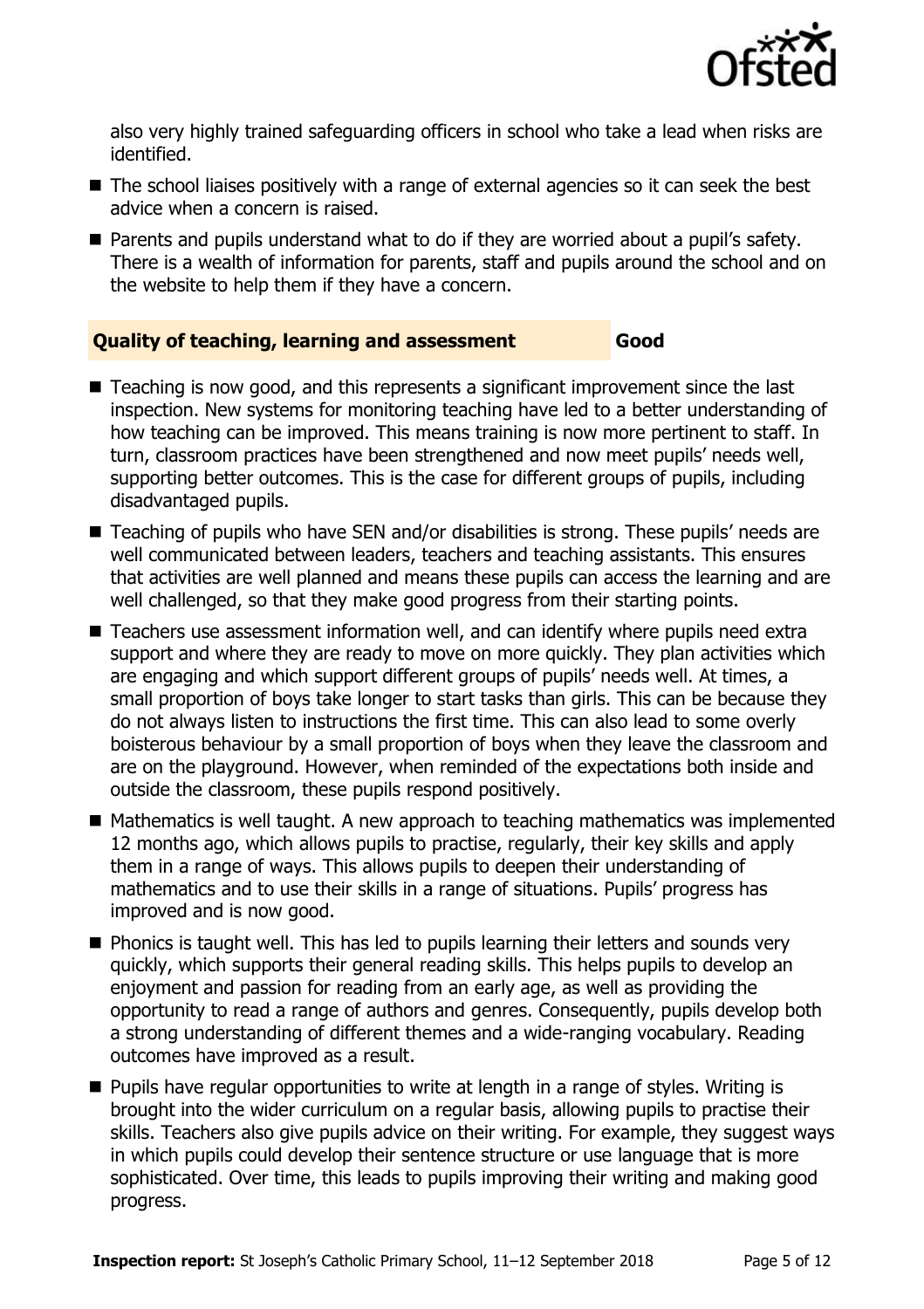also very highly trained safeguarding officers in school who take a lead when risks are identified.

- The school liaises positively with a range of external agencies so it can seek the best advice when a concern is raised.
- Parents and pupils understand what to do if they are worried about a pupil's safety. There is a wealth of information for parents, staff and pupils around the school and on the website to help them if they have a concern.

## Quality of teaching, learning and assessment — Good

- Teaching is now good, and this represents a significant improvement since the last inspection. New systems for monitoring teaching have led to a better understanding of how teaching can be improved. This means training is now more pertinent to staff. In turn, classroom practices have been strengthened and now meet pupils' needs well, supporting better outcomes. This is the case for different groups of pupils, including disadvantaged pupils.
- Teaching of pupils who have SEN and/or disabilities is strong. These pupils' needs are well communicated between leaders, teachers and teaching assistants. This ensures that activities are well planned and means these pupils can access the learning and are well challenged, so that they make good progress from their starting points.
- Teachers use assessment information well, and can identify where pupils need extra support and where they are ready to move on more quickly. They plan activities which are engaging and which support different groups of pupils' needs well. At times, a small proportion of boys take longer to start tasks than girls. This can be because they do not always listen to instructions the first time. This can also lead to some overly boisterous behaviour by a small proportion of boys when they leave the classroom and are on the playground. However, when reminded of the expectations both inside and outside the classroom, these pupils respond positively.
- Mathematics is well taught. A new approach to teaching mathematics was implemented 12 months ago, which allows pupils to practise, regularly, their key skills and apply them in a range of ways. This allows pupils to deepen their understanding of mathematics and to use their skills in a range of situations. Pupils' progress has improved and is now good.
- Phonics is taught well. This has led to pupils learning their letters and sounds very quickly, which supports their general reading skills. This helps pupils to develop an enjoyment and passion for reading from an early age, as well as providing the opportunity to read a range of authors and genres. Consequently, pupils develop both a strong understanding of different themes and a wide-ranging vocabulary. Reading outcomes have improved as a result.
- Pupils have regular opportunities to write at length in a range of styles. Writing is brought into the wider curriculum on a regular basis, allowing pupils to practise their skills. Teachers also give pupils advice on their writing. For example, they suggest ways in which pupils could develop their sentence structure or use language that is more sophisticated. Over time, this leads to pupils improving their writing and making good progress.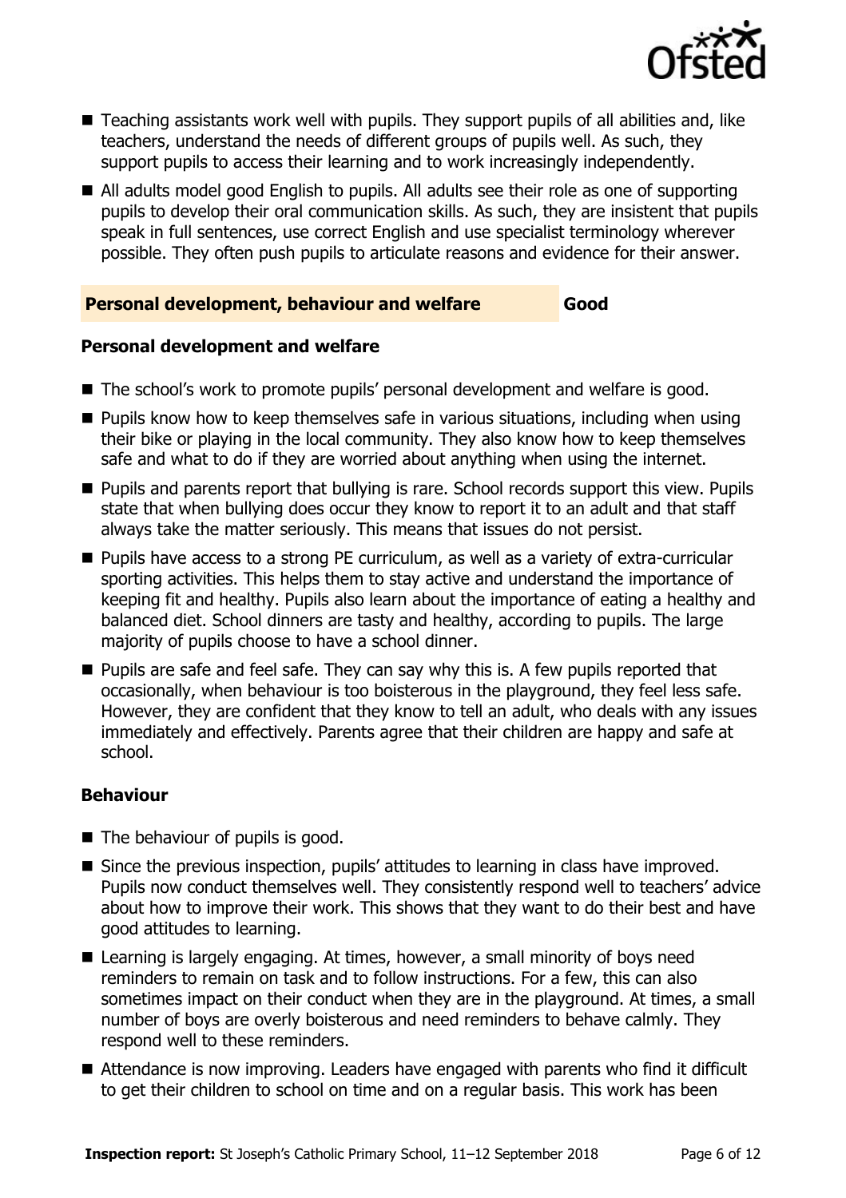- Teaching assistants work well with pupils. They support pupils of all abilities and, like teachers, understand the needs of different groups of pupils well. As such, they support pupils to access their learning and to work increasingly independently.
- All adults model good English to pupils. All adults see their role as one of supporting pupils to develop their oral communication skills. As such, they are insistent that pupils speak in full sentences, use correct English and use specialist terminology wherever possible. They often push pupils to articulate reasons and evidence for their answer.

## Personal development, behaviour and welfare — Good

### Personal development and welfare

- The school's work to promote pupils' personal development and welfare is good.
- Pupils know how to keep themselves safe in various situations, including when using their bike or playing in the local community. They also know how to keep themselves safe and what to do if they are worried about anything when using the internet.
- Pupils and parents report that bullying is rare. School records support this view. Pupils state that when bullying does occur they know to report it to an adult and that staff always take the matter seriously. This means that issues do not persist.
- Pupils have access to a strong PE curriculum, as well as a variety of extra-curricular sporting activities. This helps them to stay active and understand the importance of keeping fit and healthy. Pupils also learn about the importance of eating a healthy and balanced diet. School dinners are tasty and healthy, according to pupils. The large majority of pupils choose to have a school dinner.
- Pupils are safe and feel safe. They can say why this is. A few pupils reported that occasionally, when behaviour is too boisterous in the playground, they feel less safe. However, they are confident that they know to tell an adult, who deals with any issues immediately and effectively. Parents agree that their children are happy and safe at school.

### Behaviour

- The behaviour of pupils is good.
- Since the previous inspection, pupils' attitudes to learning in class have improved. Pupils now conduct themselves well. They consistently respond well to teachers' advice about how to improve their work. This shows that they want to do their best and have good attitudes to learning.
- Learning is largely engaging. At times, however, a small minority of boys need reminders to remain on task and to follow instructions. For a few, this can also sometimes impact on their conduct when they are in the playground. At times, a small number of boys are overly boisterous and need reminders to behave calmly. They respond well to these reminders.
- Attendance is now improving. Leaders have engaged with parents who find it difficult to get their children to school on time and on a regular basis. This work has been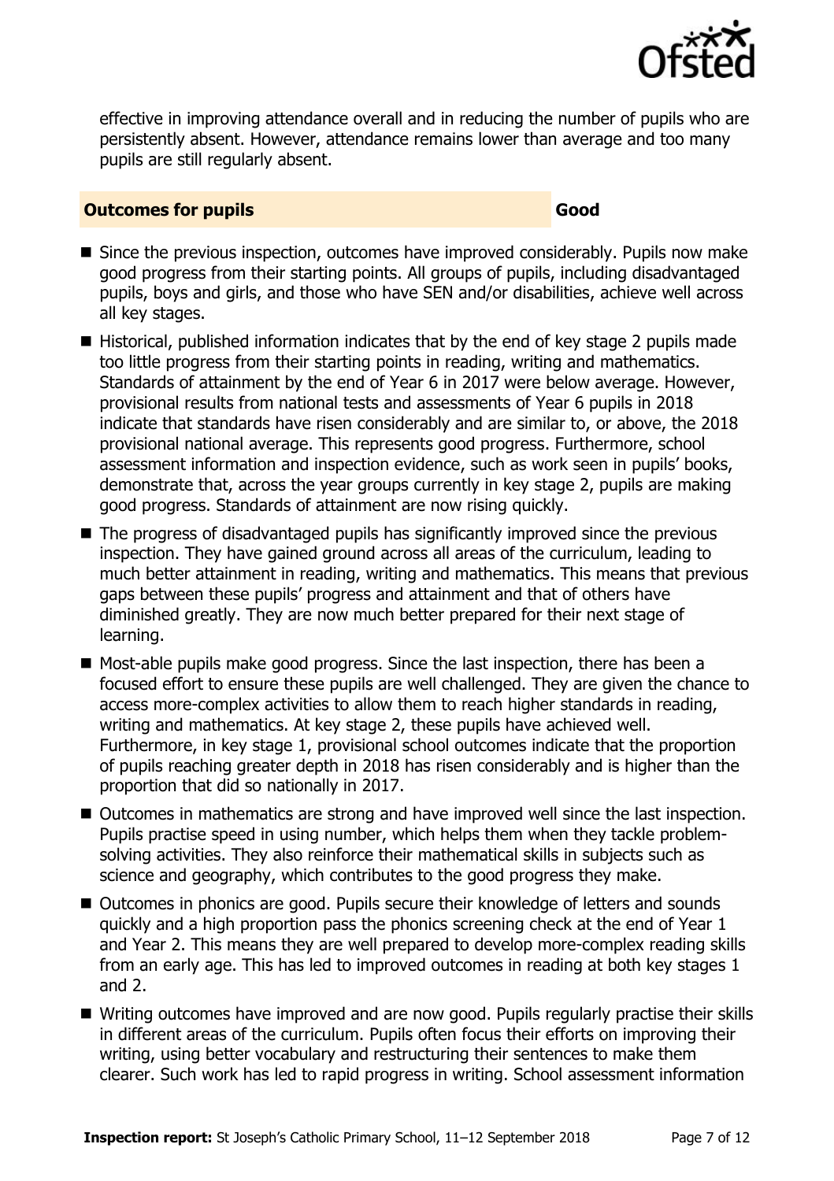effective in improving attendance overall and in reducing the number of pupils who are persistently absent. However, attendance remains lower than average and too many pupils are still regularly absent.

## Outcomes for pupils — Good

- Since the previous inspection, outcomes have improved considerably. Pupils now make good progress from their starting points. All groups of pupils, including disadvantaged pupils, boys and girls, and those who have SEN and/or disabilities, achieve well across all key stages.
- Historical, published information indicates that by the end of key stage 2 pupils made too little progress from their starting points in reading, writing and mathematics. Standards of attainment by the end of Year 6 in 2017 were below average. However, provisional results from national tests and assessments of Year 6 pupils in 2018 indicate that standards have risen considerably and are similar to, or above, the 2018 provisional national average. This represents good progress. Furthermore, school assessment information and inspection evidence, such as work seen in pupils' books, demonstrate that, across the year groups currently in key stage 2, pupils are making good progress. Standards of attainment are now rising quickly.
- The progress of disadvantaged pupils has significantly improved since the previous inspection. They have gained ground across all areas of the curriculum, leading to much better attainment in reading, writing and mathematics. This means that previous gaps between these pupils' progress and attainment and that of others have diminished greatly. They are now much better prepared for their next stage of learning.
- Most-able pupils make good progress. Since the last inspection, there has been a focused effort to ensure these pupils are well challenged. They are given the chance to access more-complex activities to allow them to reach higher standards in reading, writing and mathematics. At key stage 2, these pupils have achieved well. Furthermore, in key stage 1, provisional school outcomes indicate that the proportion of pupils reaching greater depth in 2018 has risen considerably and is higher than the proportion that did so nationally in 2017.
- Outcomes in mathematics are strong and have improved well since the last inspection. Pupils practise speed in using number, which helps them when they tackle problem-solving activities. They also reinforce their mathematical skills in subjects such as science and geography, which contributes to the good progress they make.
- Outcomes in phonics are good. Pupils secure their knowledge of letters and sounds quickly and a high proportion pass the phonics screening check at the end of Year 1 and Year 2. This means they are well prepared to develop more-complex reading skills from an early age. This has led to improved outcomes in reading at both key stages 1 and 2.
- Writing outcomes have improved and are now good. Pupils regularly practise their skills in different areas of the curriculum. Pupils often focus their efforts on improving their writing, using better vocabulary and restructuring their sentences to make them clearer. Such work has led to rapid progress in writing. School assessment information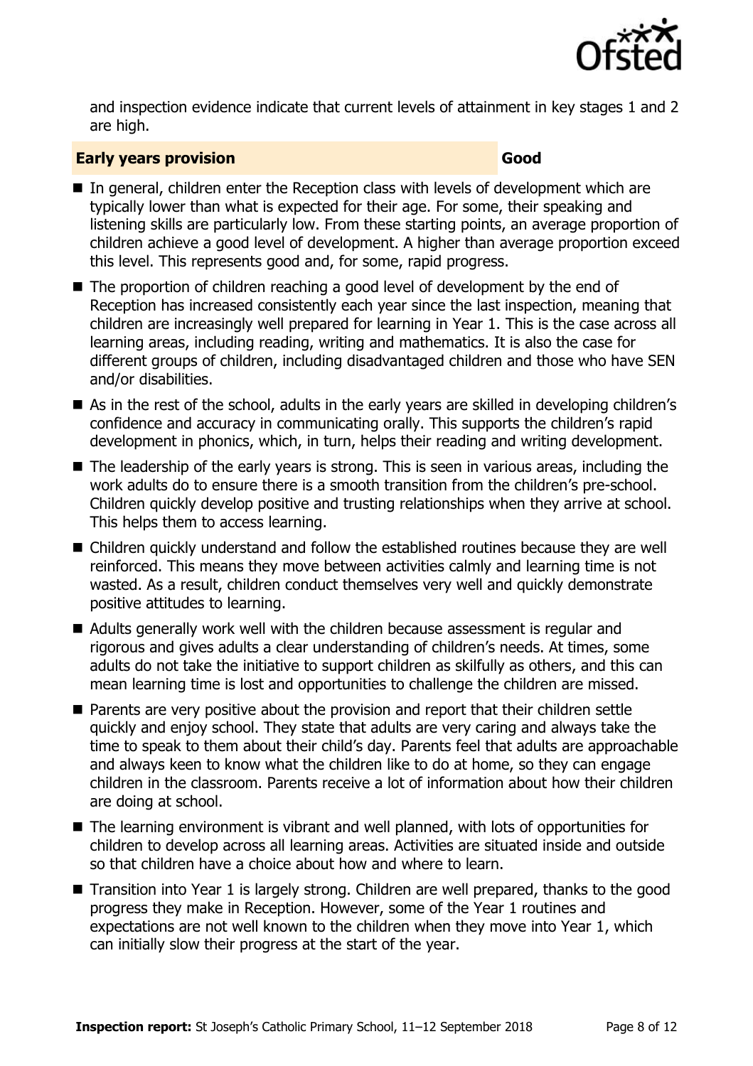and inspection evidence indicate that current levels of attainment in key stages 1 and 2 are high.

## Early years provision — Good

- In general, children enter the Reception class with levels of development which are typically lower than what is expected for their age. For some, their speaking and listening skills are particularly low. From these starting points, an average proportion of children achieve a good level of development. A higher than average proportion exceed this level. This represents good and, for some, rapid progress.
- The proportion of children reaching a good level of development by the end of Reception has increased consistently each year since the last inspection, meaning that children are increasingly well prepared for learning in Year 1. This is the case across all learning areas, including reading, writing and mathematics. It is also the case for different groups of children, including disadvantaged children and those who have SEN and/or disabilities.
- As in the rest of the school, adults in the early years are skilled in developing children's confidence and accuracy in communicating orally. This supports the children's rapid development in phonics, which, in turn, helps their reading and writing development.
- The leadership of the early years is strong. This is seen in various areas, including the work adults do to ensure there is a smooth transition from the children's pre-school. Children quickly develop positive and trusting relationships when they arrive at school. This helps them to access learning.
- Children quickly understand and follow the established routines because they are well reinforced. This means they move between activities calmly and learning time is not wasted. As a result, children conduct themselves very well and quickly demonstrate positive attitudes to learning.
- Adults generally work well with the children because assessment is regular and rigorous and gives adults a clear understanding of children's needs. At times, some adults do not take the initiative to support children as skilfully as others, and this can mean learning time is lost and opportunities to challenge the children are missed.
- Parents are very positive about the provision and report that their children settle quickly and enjoy school. They state that adults are very caring and always take the time to speak to them about their child's day. Parents feel that adults are approachable and always keen to know what the children like to do at home, so they can engage children in the classroom. Parents receive a lot of information about how their children are doing at school.
- The learning environment is vibrant and well planned, with lots of opportunities for children to develop across all learning areas. Activities are situated inside and outside so that children have a choice about how and where to learn.
- Transition into Year 1 is largely strong. Children are well prepared, thanks to the good progress they make in Reception. However, some of the Year 1 routines and expectations are not well known to the children when they move into Year 1, which can initially slow their progress at the start of the year.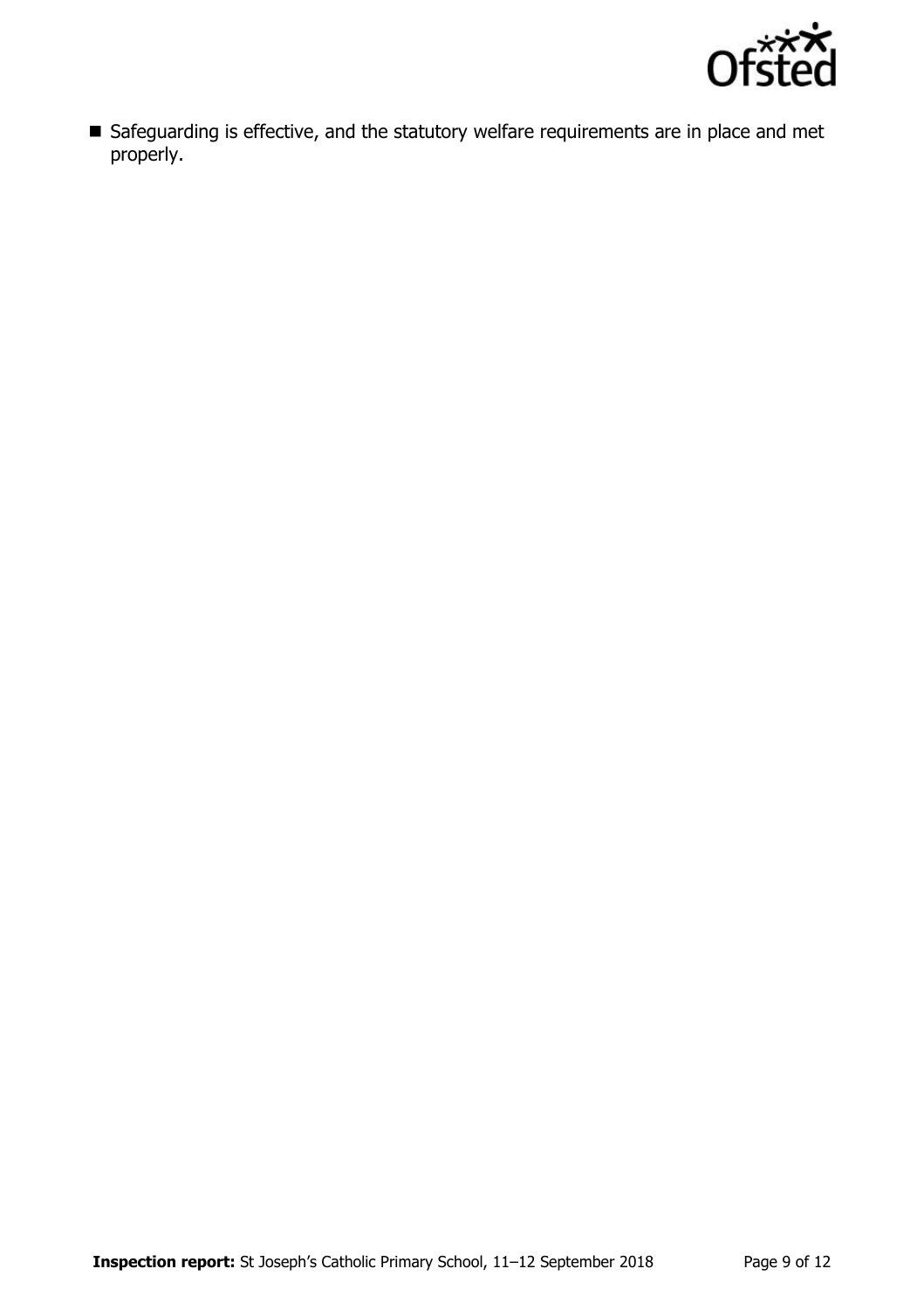- Safeguarding is effective, and the statutory welfare requirements are in place and met properly.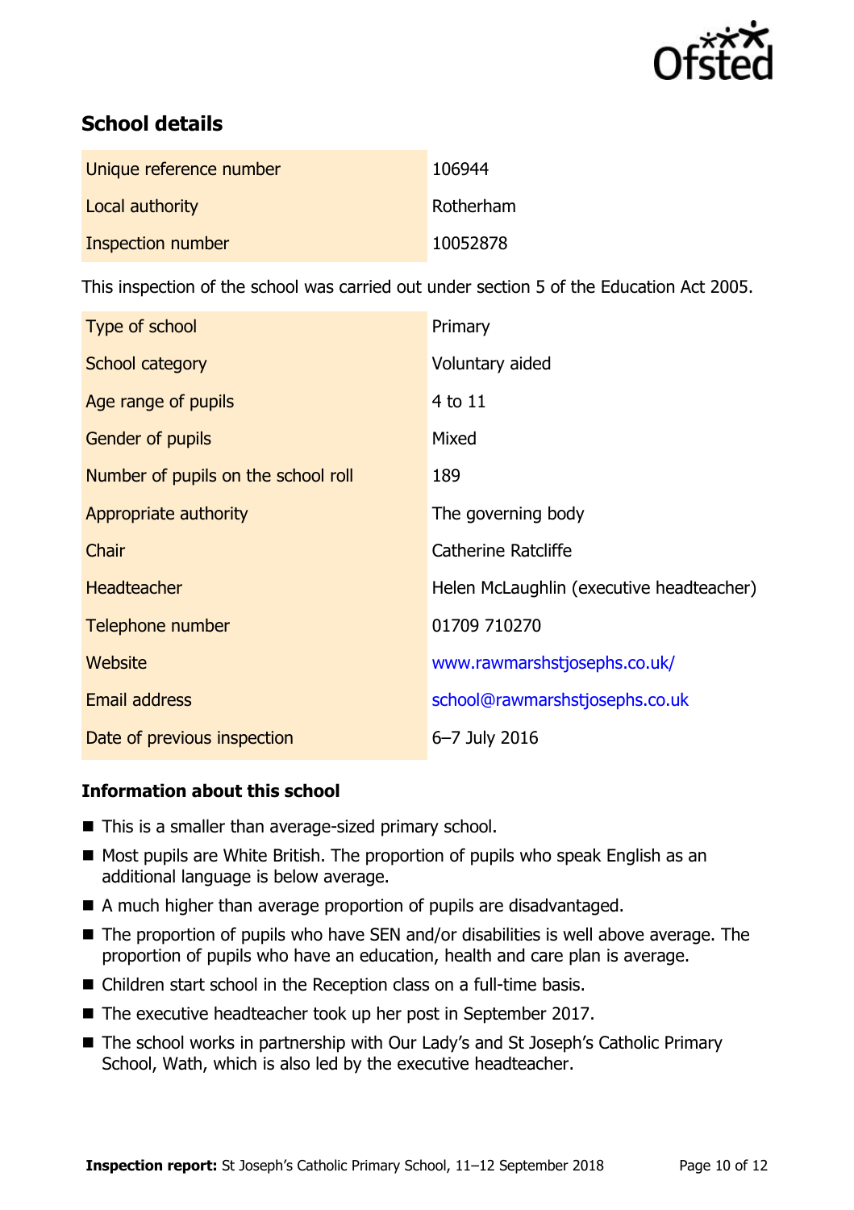## School details

| | |
|---|---|
| Unique reference number | 106944 |
| Local authority | Rotherham |
| Inspection number | 10052878 |

This inspection of the school was carried out under section 5 of the Education Act 2005.

| | |
|---|---|
| Type of school | Primary |
| School category | Voluntary aided |
| Age range of pupils | 4 to 11 |
| Gender of pupils | Mixed |
| Number of pupils on the school roll | 189 |
| Appropriate authority | The governing body |
| Chair | Catherine Ratcliffe |
| Headteacher | Helen McLaughlin (executive headteacher) |
| Telephone number | 01709 710270 |
| Website | www.rawmarshstjosephs.co.uk/ |
| Email address | school@rawmarshstjosephs.co.uk |
| Date of previous inspection | 6–7 July 2016 |

### Information about this school

- This is a smaller than average-sized primary school.
- Most pupils are White British. The proportion of pupils who speak English as an additional language is below average.
- A much higher than average proportion of pupils are disadvantaged.
- The proportion of pupils who have SEN and/or disabilities is well above average. The proportion of pupils who have an education, health and care plan is average.
- Children start school in the Reception class on a full-time basis.
- The executive headteacher took up her post in September 2017.
- The school works in partnership with Our Lady's and St Joseph's Catholic Primary School, Wath, which is also led by the executive headteacher.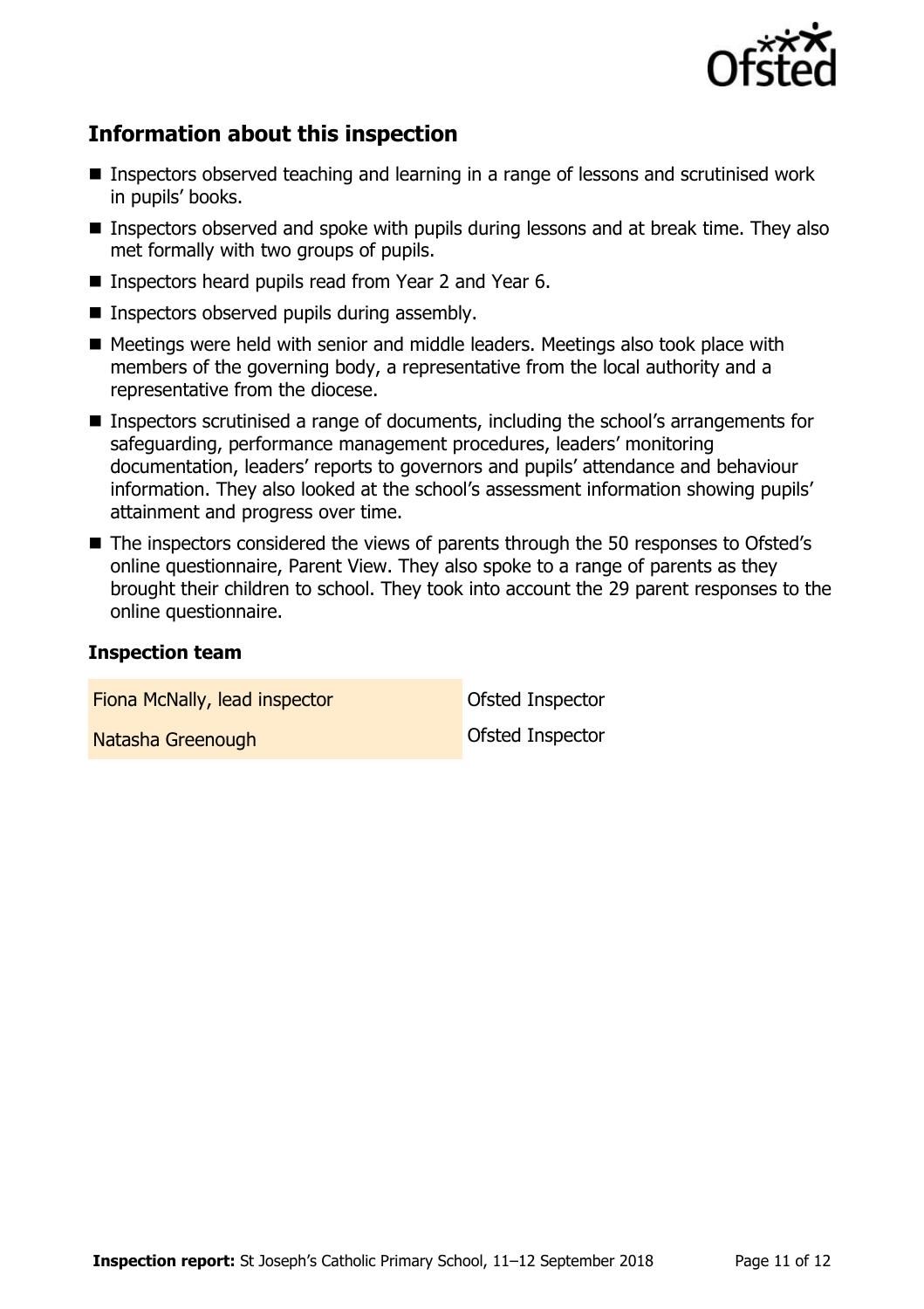## Information about this inspection

- Inspectors observed teaching and learning in a range of lessons and scrutinised work in pupils' books.
- Inspectors observed and spoke with pupils during lessons and at break time. They also met formally with two groups of pupils.
- Inspectors heard pupils read from Year 2 and Year 6.
- Inspectors observed pupils during assembly.
- Meetings were held with senior and middle leaders. Meetings also took place with members of the governing body, a representative from the local authority and a representative from the diocese.
- Inspectors scrutinised a range of documents, including the school's arrangements for safeguarding, performance management procedures, leaders' monitoring documentation, leaders' reports to governors and pupils' attendance and behaviour information. They also looked at the school's assessment information showing pupils' attainment and progress over time.
- The inspectors considered the views of parents through the 50 responses to Ofsted's online questionnaire, Parent View. They also spoke to a range of parents as they brought their children to school. They took into account the 29 parent responses to the online questionnaire.

### Inspection team

| | |
|---|---|
| Fiona McNally, lead inspector | Ofsted Inspector |
| Natasha Greenough | Ofsted Inspector |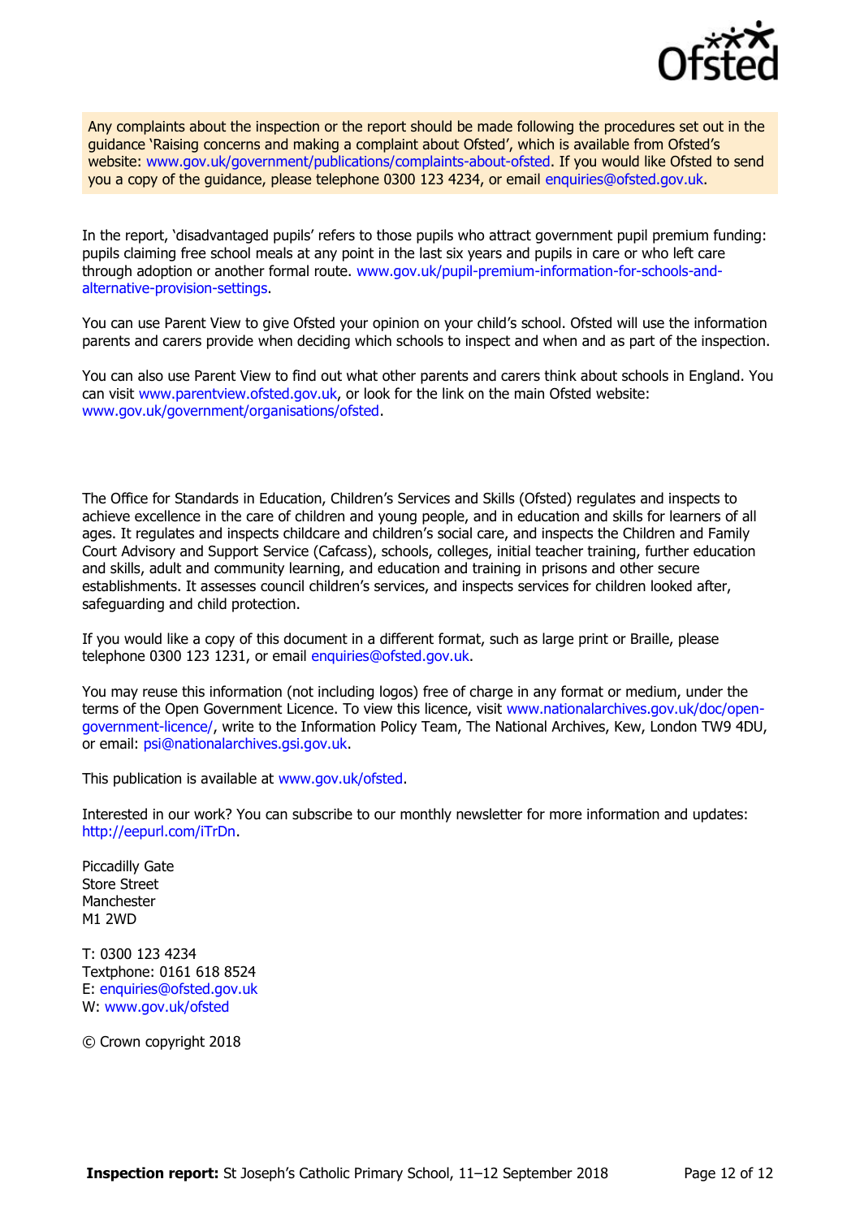Any complaints about the inspection or the report should be made following the procedures set out in the guidance 'Raising concerns and making a complaint about Ofsted', which is available from Ofsted's website: www.gov.uk/government/publications/complaints-about-ofsted. If you would like Ofsted to send you a copy of the guidance, please telephone 0300 123 4234, or email enquiries@ofsted.gov.uk.

In the report, 'disadvantaged pupils' refers to those pupils who attract government pupil premium funding: pupils claiming free school meals at any point in the last six years and pupils in care or who left care through adoption or another formal route. www.gov.uk/pupil-premium-information-for-schools-and-alternative-provision-settings.

You can use Parent View to give Ofsted your opinion on your child's school. Ofsted will use the information parents and carers provide when deciding which schools to inspect and when and as part of the inspection.

You can also use Parent View to find out what other parents and carers think about schools in England. You can visit www.parentview.ofsted.gov.uk, or look for the link on the main Ofsted website: www.gov.uk/government/organisations/ofsted.

The Office for Standards in Education, Children's Services and Skills (Ofsted) regulates and inspects to achieve excellence in the care of children and young people, and in education and skills for learners of all ages. It regulates and inspects childcare and children's social care, and inspects the Children and Family Court Advisory and Support Service (Cafcass), schools, colleges, initial teacher training, further education and skills, adult and community learning, and education and training in prisons and other secure establishments. It assesses council children's services, and inspects services for children looked after, safeguarding and child protection.

If you would like a copy of this document in a different format, such as large print or Braille, please telephone 0300 123 1231, or email enquiries@ofsted.gov.uk.

You may reuse this information (not including logos) free of charge in any format or medium, under the terms of the Open Government Licence. To view this licence, visit www.nationalarchives.gov.uk/doc/open-government-licence/, write to the Information Policy Team, The National Archives, Kew, London TW9 4DU, or email: psi@nationalarchives.gsi.gov.uk.

This publication is available at www.gov.uk/ofsted.

Interested in our work? You can subscribe to our monthly newsletter for more information and updates: http://eepurl.com/iTrDn.

Piccadilly Gate
Store Street
Manchester
M1 2WD

T: 0300 123 4234
Textphone: 0161 618 8524
E: enquiries@ofsted.gov.uk
W: www.gov.uk/ofsted

© Crown copyright 2018